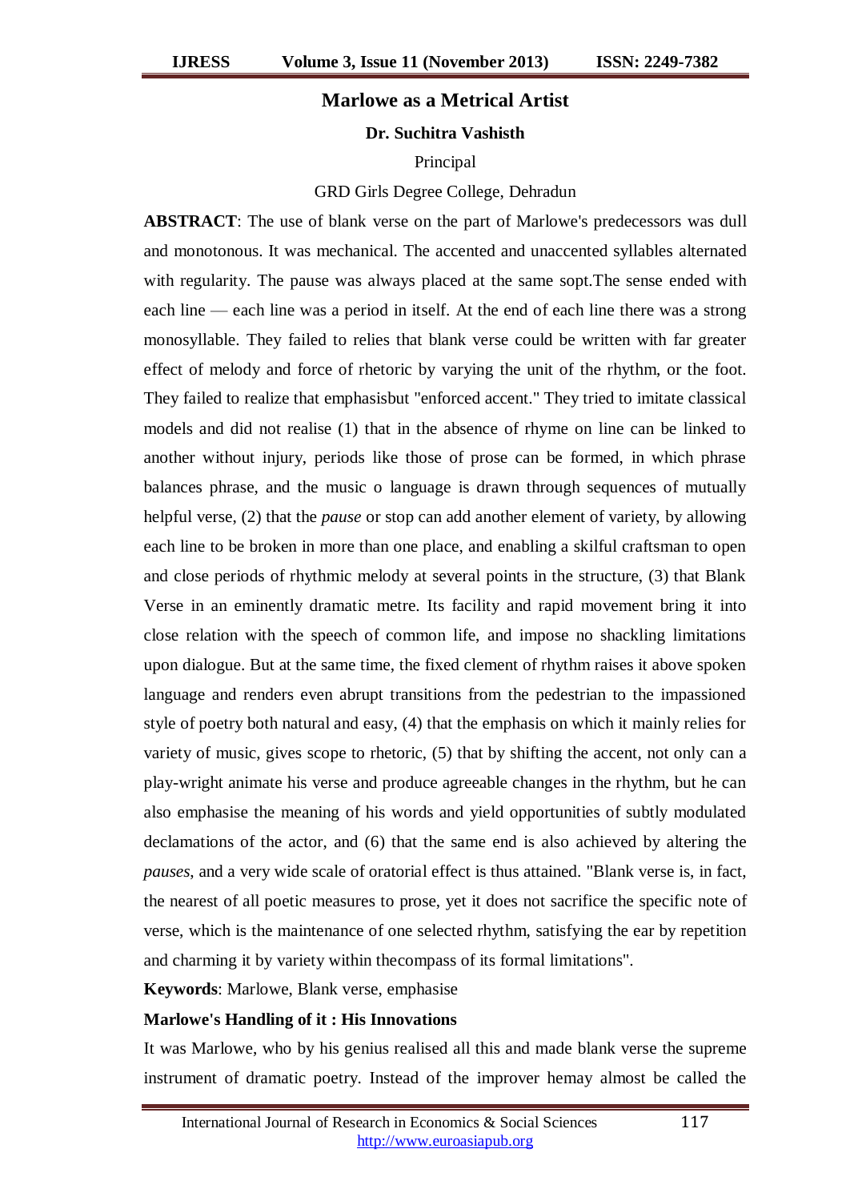# Marlowe as a Metrical Artist

**Dr. Suchitra Vashisth**

Principal

GRD Girls Degree College, Dehradun

**ABSTRACT**: The use of blank verse on the part of Marlowe's predecessors was dull and monotonous. It was mechanical. The accented and unaccented syllables alternated with regularity. The pause was always placed at the same sopt.The sense ended with each line — each line was a period in itself. At the end of each line there was a strong monosyllable. They failed to relies that blank verse could be written with far greater effect of melody and force of rhetoric by varying the unit of the rhythm, or the foot. They failed to realize that emphasisbut "enforced accent." They tried to imitate classical models and did not realise (1) that in the absence of rhyme on line can be linked to another without injury, periods like those of prose can be formed, in which phrase balances phrase, and the music o language is drawn through sequences of mutually helpful verse, (2) that the *pause* or stop can add another element of variety, by allowing each line to be broken in more than one place, and enabling a skilful craftsman to open and close periods of rhythmic melody at several points in the structure, (3) that Blank Verse in an eminently dramatic metre. Its facility and rapid movement bring it into close relation with the speech of common life, and impose no shackling limitations upon dialogue. But at the same time, the fixed clement of rhythm raises it above spoken language and renders even abrupt transitions from the pedestrian to the impassioned style of poetry both natural and easy, (4) that the emphasis on which it mainly relies for variety of music, gives scope to rhetoric, (5) that by shifting the accent, not only can a play-wright animate his verse and produce agreeable changes in the rhythm, but he can also emphasise the meaning of his words and yield opportunities of subtly modulated declamations of the actor, and (6) that the same end is also achieved by altering the *pauses*, and a very wide scale of oratorial effect is thus attained. "Blank verse is, in fact, the nearest of all poetic measures to prose, yet it does not sacrifice the specific note of verse, which is the maintenance of one selected rhythm, satisfying the ear by repetition and charming it by variety within thecompass of its formal limitations".

**Keywords**: Marlowe, Blank verse, emphasise

**Marlowe's Handling of it : His Innovations**

It was Marlowe, who by his genius realised all this and made blank verse the supreme instrument of dramatic poetry. Instead of the improver hemay almost be called the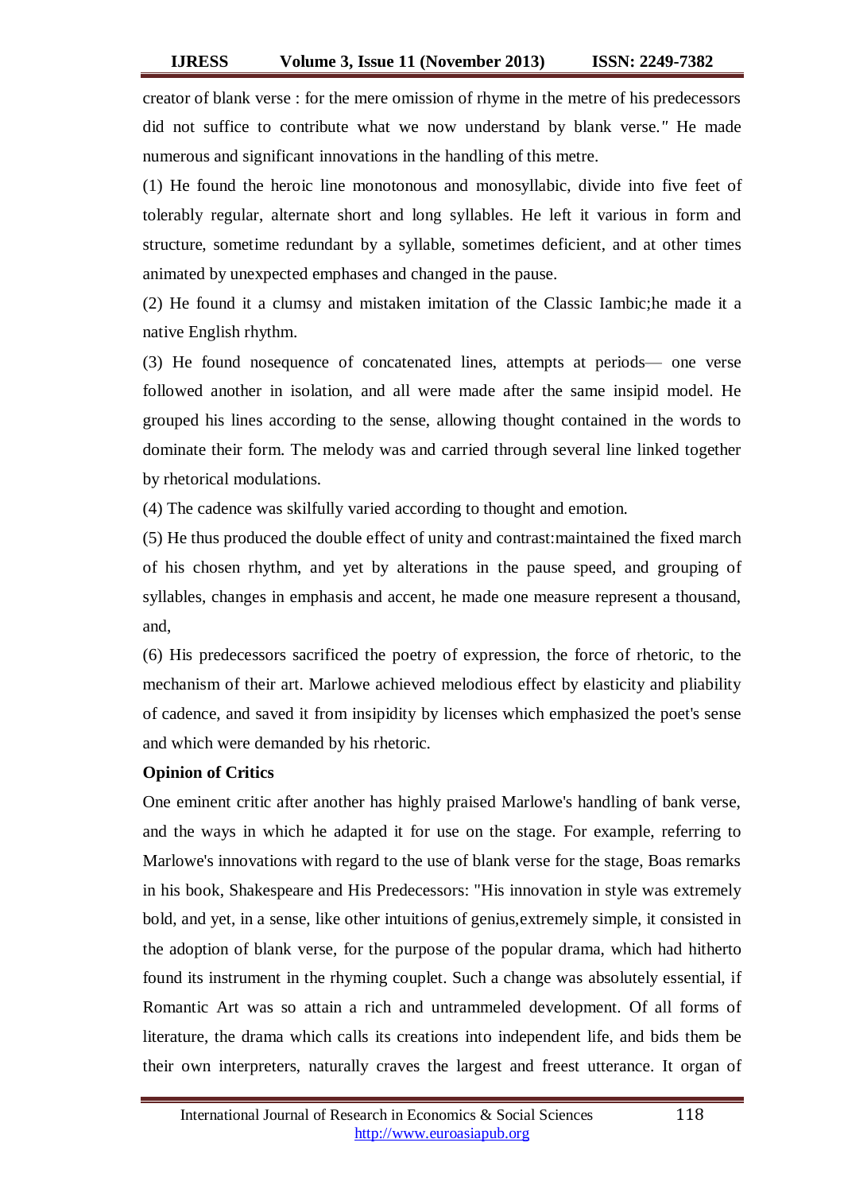creator of blank verse : for the mere omission of rhyme in the metre of his predecessors did not suffice to contribute what we now understand by blank verse." He made numerous and significant innovations in the handling of this metre.

(1) He found the heroic line monotonous and monosyllabic, divide into five feet of tolerably regular, alternate short and long syllables. He left it various in form and structure, sometime redundant by a syllable, sometimes deficient, and at other times animated by unexpected emphases and changed in the pause.

(2) He found it a clumsy and mistaken imitation of the Classic Iambic;he made it a native English rhythm.

(3) He found nosequence of concatenated lines, attempts at periods— one verse followed another in isolation, and all were made after the same insipid model. He grouped his lines according to the sense, allowing thought contained in the words to dominate their form. The melody was and carried through several line linked together by rhetorical modulations.

(4) The cadence was skilfully varied according to thought and emotion.

(5) He thus produced the double effect of unity and contrast:maintained the fixed march of his chosen rhythm, and yet by alterations in the pause speed, and grouping of syllables, changes in emphasis and accent, he made one measure represent a thousand, and,

(6) His predecessors sacrificed the poetry of expression, the force of rhetoric, to the mechanism of their art. Marlowe achieved melodious effect by elasticity and pliability of cadence, and saved it from insipidity by licenses which emphasized the poet's sense and which were demanded by his rhetoric.

**Opinion of Critics**

One eminent critic after another has highly praised Marlowe's handling of bank verse, and the ways in which he adapted it for use on the stage. For example, referring to Marlowe's innovations with regard to the use of blank verse for the stage, Boas remarks in his book, Shakespeare and His Predecessors: "His innovation in style was extremely bold, and yet, in a sense, like other intuitions of genius,extremely simple, it consisted in the adoption of blank verse, for the purpose of the popular drama, which had hitherto found its instrument in the rhyming couplet. Such a change was absolutely essential, if Romantic Art was so attain a rich and untrammeled development. Of all forms of literature, the drama which calls its creations into independent life, and bids them be their own interpreters, naturally craves the largest and freest utterance. It organ of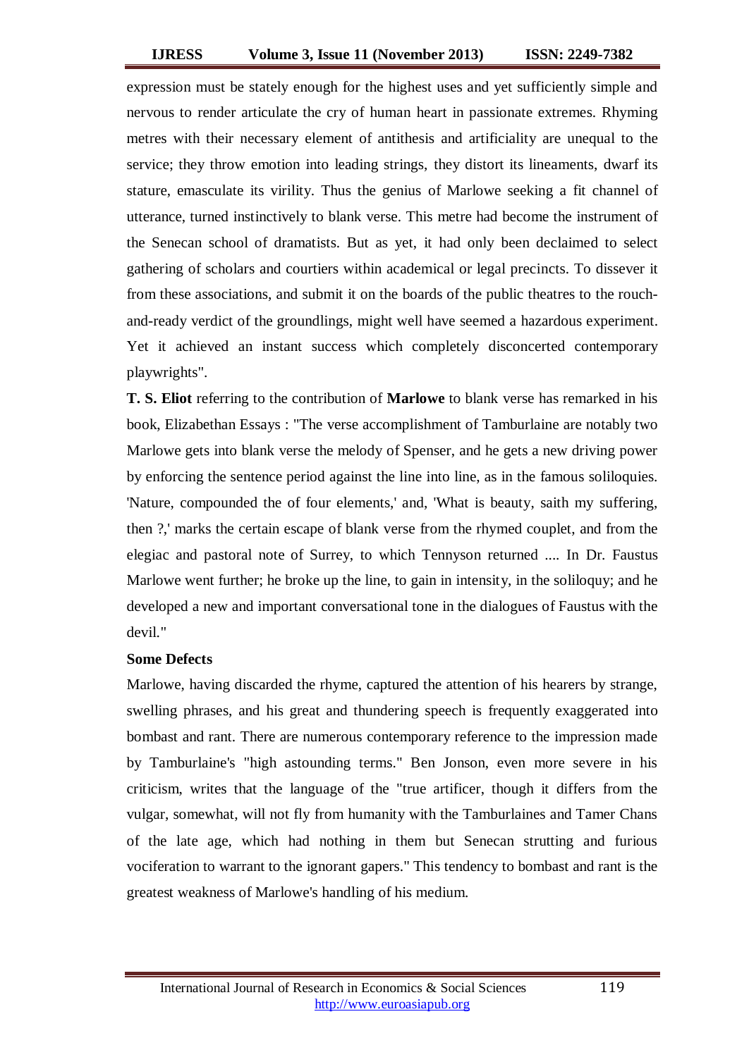expression must be stately enough for the highest uses and yet sufficiently simple and nervous to render articulate the cry of human heart in passionate extremes. Rhyming metres with their necessary element of antithesis and artificiality are unequal to the service; they throw emotion into leading strings, they distort its lineaments, dwarf its stature, emasculate its virility. Thus the genius of Marlowe seeking a fit channel of utterance, turned instinctively to blank verse. This metre had become the instrument of the Senecan school of dramatists. But as yet, it had only been declaimed to select gathering of scholars and courtiers within academical or legal precincts. To dissever it from these associations, and submit it on the boards of the public theatres to the rouch-and-ready verdict of the groundlings, might well have seemed a hazardous experiment. Yet it achieved an instant success which completely disconcerted contemporary playwrights".

**T. S. Eliot** referring to the contribution of **Marlowe** to blank verse has remarked in his book, Elizabethan Essays : "The verse accomplishment of Tamburlaine are notably two Marlowe gets into blank verse the melody of Spenser, and he gets a new driving power by enforcing the sentence period against the line into line, as in the famous soliloquies. 'Nature, compounded the of four elements,' and, 'What is beauty, saith my suffering, then ?,' marks the certain escape of blank verse from the rhymed couplet, and from the elegiac and pastoral note of Surrey, to which Tennyson returned .... In Dr. Faustus Marlowe went further; he broke up the line, to gain in intensity, in the soliloquy; and he developed a new and important conversational tone in the dialogues of Faustus with the devil."

**Some Defects**

Marlowe, having discarded the rhyme, captured the attention of his hearers by strange, swelling phrases, and his great and thundering speech is frequently exaggerated into bombast and rant. There are numerous contemporary reference to the impression made by Tamburlaine's "high astounding terms." Ben Jonson, even more severe in his criticism, writes that the language of the "true artificer, though it differs from the vulgar, somewhat, will not fly from humanity with the Tamburlaines and Tamer Chans of the late age, which had nothing in them but Senecan strutting and furious vociferation to warrant to the ignorant gapers." This tendency to bombast and rant is the greatest weakness of Marlowe's handling of his medium.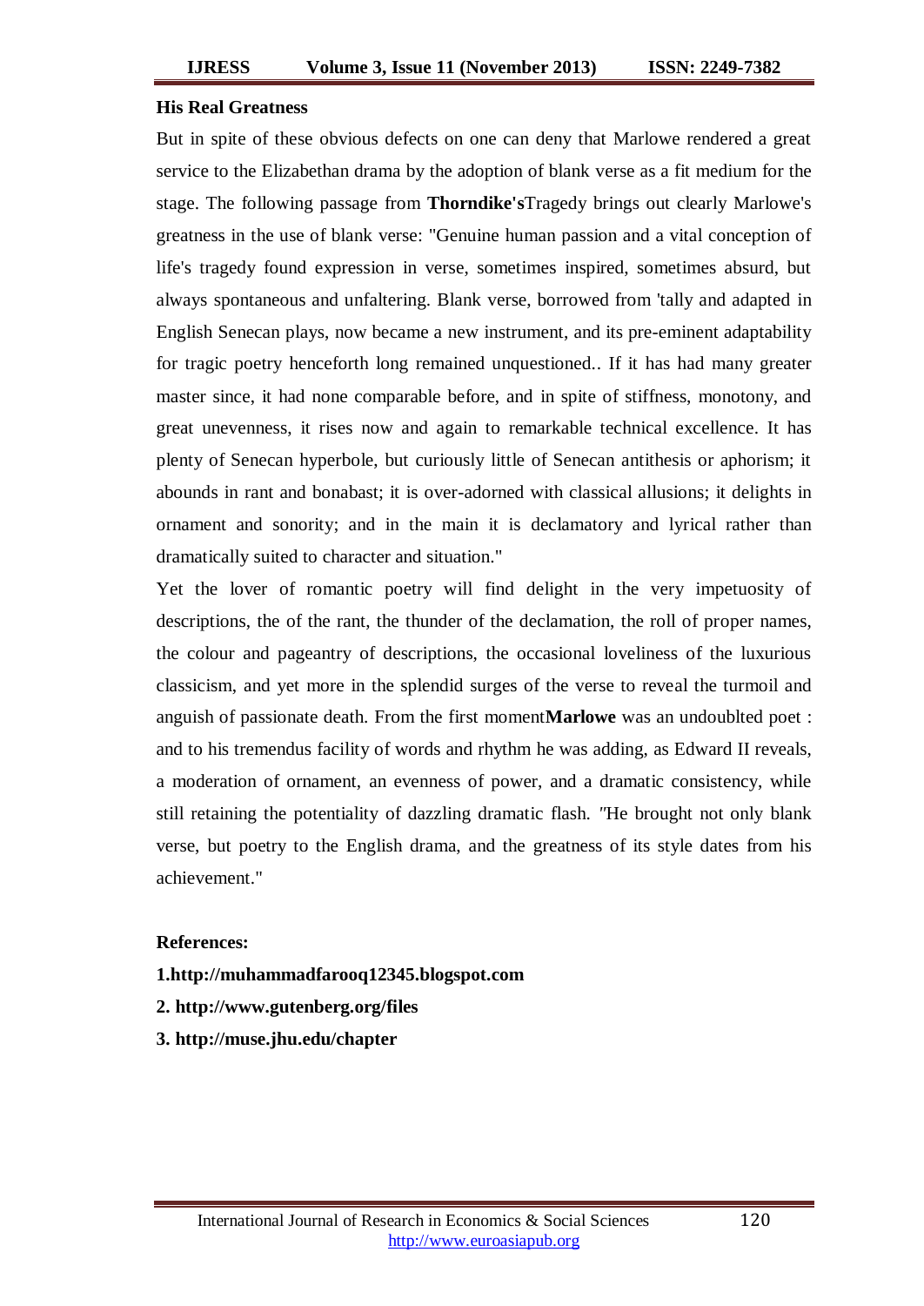**His Real Greatness**

But in spite of these obvious defects on one can deny that Marlowe rendered a great service to the Elizabethan drama by the adoption of blank verse as a fit medium for the stage. The following passage from **Thorndike's**Tragedy brings out clearly Marlowe's greatness in the use of blank verse: "Genuine human passion and a vital conception of life's tragedy found expression in verse, sometimes inspired, sometimes absurd, but always spontaneous and unfaltering. Blank verse, borrowed from 'tally and adapted in English Senecan plays, now became a new instrument, and its pre-eminent adaptability for tragic poetry henceforth long remained unquestioned.. If it has had many greater master since, it had none comparable before, and in spite of stiffness, monotony, and great unevenness, it rises now and again to remarkable technical excellence. It has plenty of Senecan hyperbole, but curiously little of Senecan antithesis or aphorism; it abounds in rant and bonabast; it is over-adorned with classical allusions; it delights in ornament and sonority; and in the main it is declamatory and lyrical rather than dramatically suited to character and situation."

Yet the lover of romantic poetry will find delight in the very impetuosity of descriptions, the of the rant, the thunder of the declamation, the roll of proper names, the colour and pageantry of descriptions, the occasional loveliness of the luxurious classicism, and yet more in the splendid surges of the verse to reveal the turmoil and anguish of passionate death. From the first moment**Marlowe** was an undoublted poet : and to his tremendus facility of words and rhythm he was adding, as Edward II reveals, a moderation of ornament, an evenness of power, and a dramatic consistency, while still retaining the potentiality of dazzling dramatic flash. "He brought not only blank verse, but poetry to the English drama, and the greatness of its style dates from his achievement."

**References:**

**1.http://muhammadfarooq12345.blogspot.com**

**2. http://www.gutenberg.org/files**

**3. http://muse.jhu.edu/chapter**